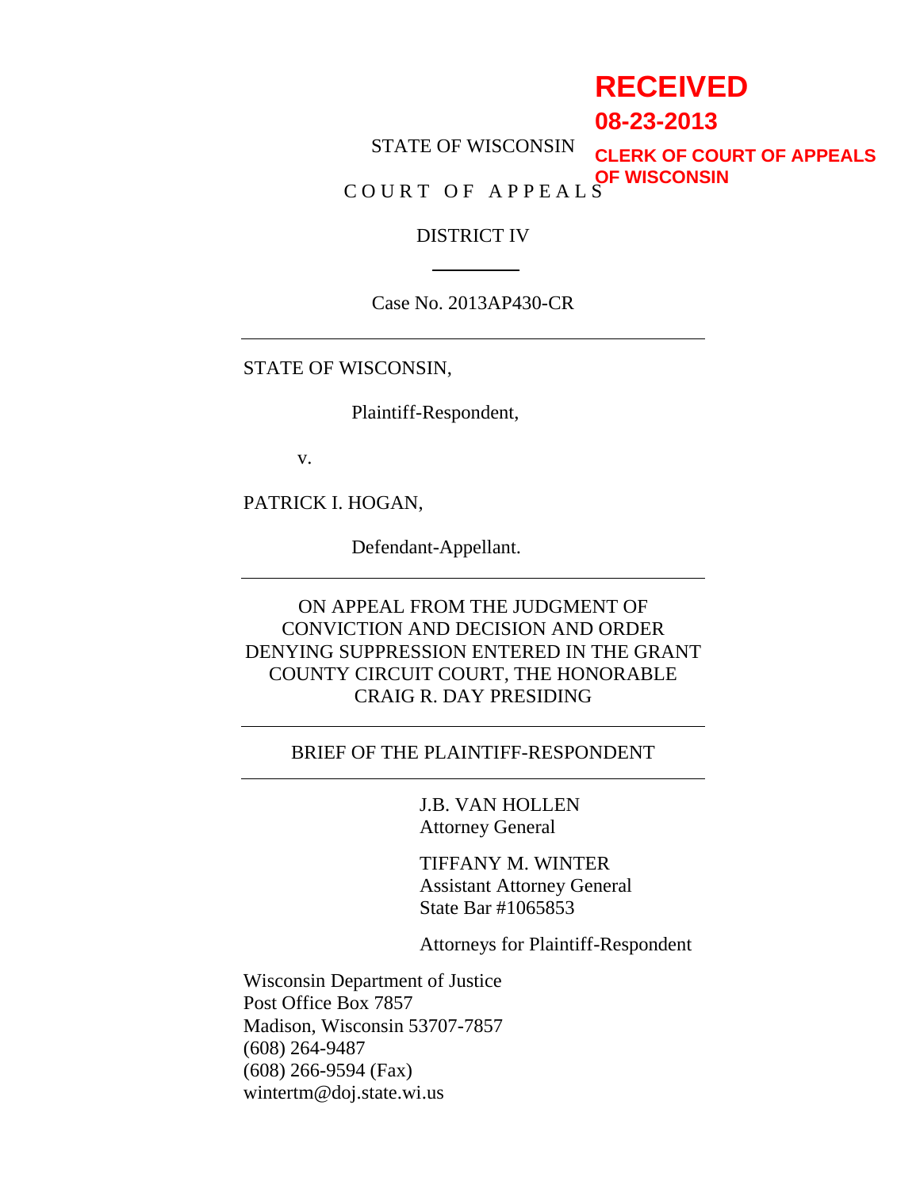**RECEIVED**

**08-23-2013**

**CLERK OF COURT OF APPEALS OF WISCONSIN**

STATE OF WISCONSIN

C O U R T O F A P P E A L S

DISTRICT IV

---

Case No. 2013AP430-CR

---

STATE OF WISCONSIN,

Plaintiff-Respondent,

v.

PATRICK I. HOGAN,

Defendant-Appellant.

---

ON APPEAL FROM THE JUDGMENT OF CONVICTION AND DECISION AND ORDER DENYING SUPPRESSION ENTERED IN THE GRANT COUNTY CIRCUIT COURT, THE HONORABLE CRAIG R. DAY PRESIDING

---

BRIEF OF THE PLAINTIFF-RESPONDENT

---

J.B. VAN HOLLEN
Attorney General

TIFFANY M. WINTER
Assistant Attorney General
State Bar #1065853

Attorneys for Plaintiff-Respondent

Wisconsin Department of Justice
Post Office Box 7857
Madison, Wisconsin 53707-7857
(608) 264-9487
(608) 266-9594 (Fax)
wintertm@doj.state.wi.us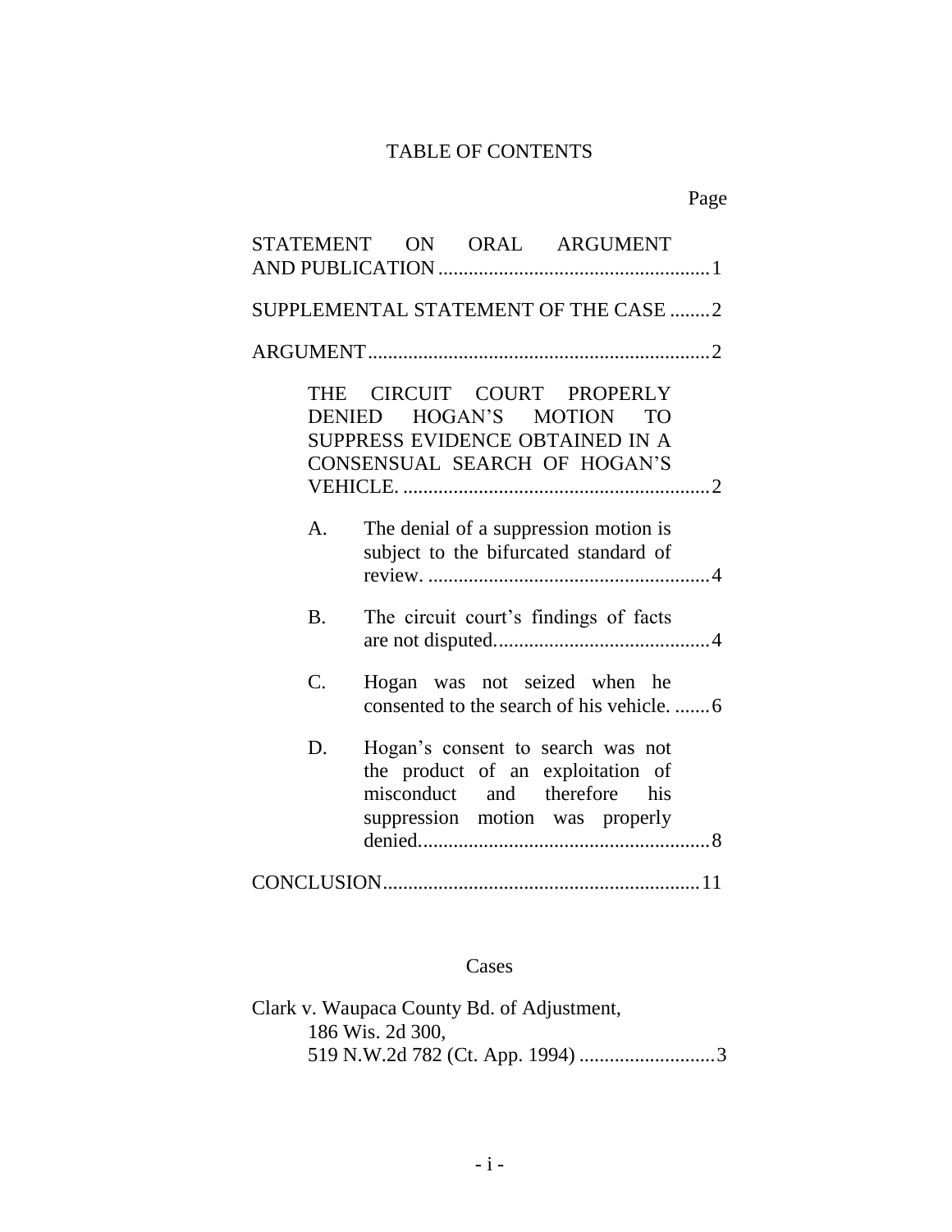# TABLE OF CONTENTS

Page

STATEMENT ON ORAL ARGUMENT AND PUBLICATION ..................................................... 1

SUPPLEMENTAL STATEMENT OF THE CASE ........ 2

ARGUMENT .................................................................... 2

THE CIRCUIT COURT PROPERLY DENIED HOGAN'S MOTION TO SUPPRESS EVIDENCE OBTAINED IN A CONSENSUAL SEARCH OF HOGAN'S VEHICLE. ............................................................ 2

- A. The denial of a suppression motion is subject to the bifurcated standard of review. ....................................................... 4
- B. The circuit court's findings of facts are not disputed. ......................................... 4
- C. Hogan was not seized when he consented to the search of his vehicle. ....... 6
- D. Hogan's consent to search was not the product of an exploitation of misconduct and therefore his suppression motion was properly denied. ........................................................ 8

CONCLUSION ............................................................. 11

## Cases

Clark v. Waupaca County Bd. of Adjustment,
186 Wis. 2d 300,
519 N.W.2d 782 (Ct. App. 1994) ........................... 3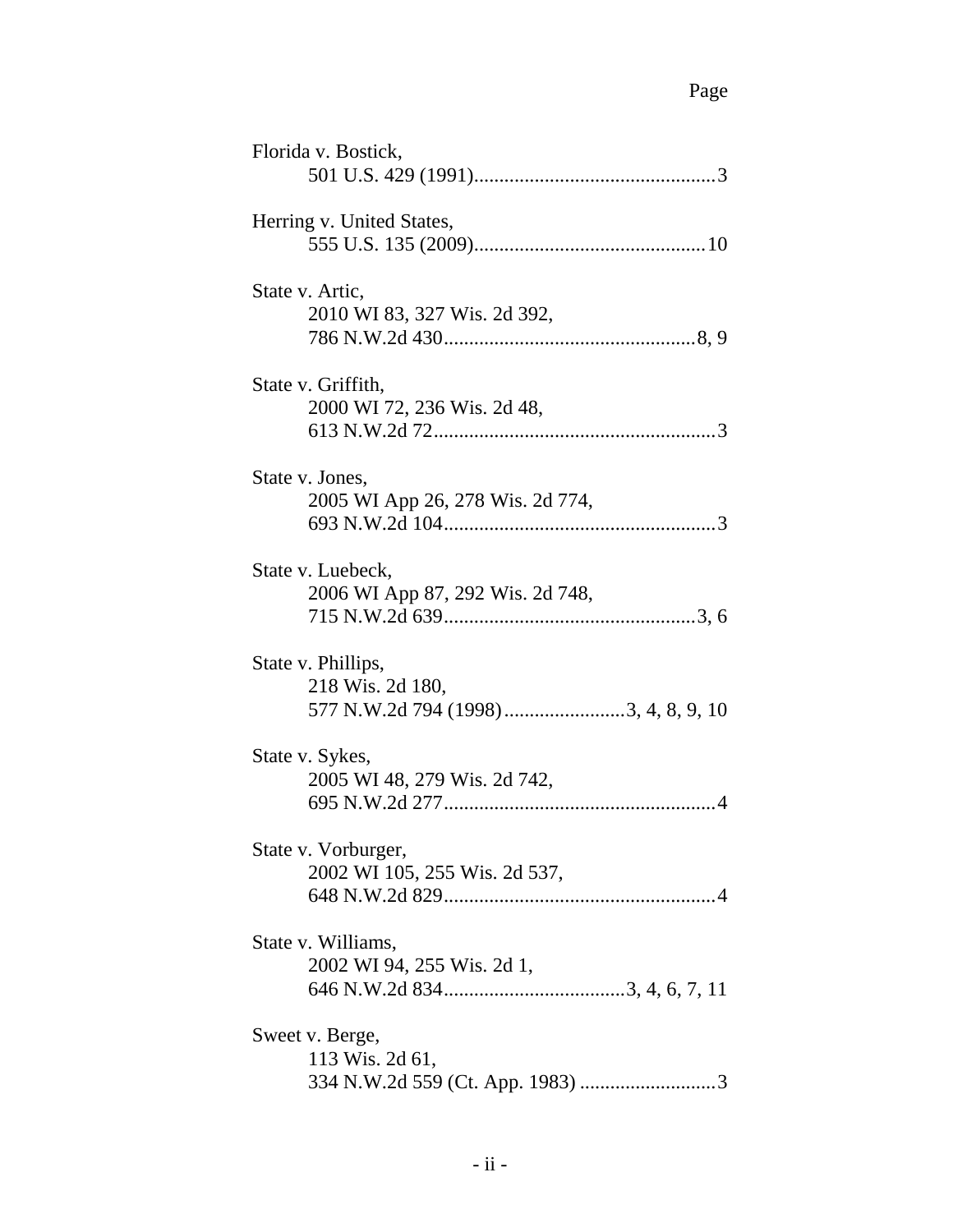Page

Florida v. Bostick,
501 U.S. 429 (1991)................................................3

Herring v. United States,
555 U.S. 135 (2009).............................................10

State v. Artic,
2010 WI 83, 327 Wis. 2d 392,
786 N.W.2d 430.................................................8, 9

State v. Griffith,
2000 WI 72, 236 Wis. 2d 48,
613 N.W.2d 72.......................................................3

State v. Jones,
2005 WI App 26, 278 Wis. 2d 774,
693 N.W.2d 104.....................................................3

State v. Luebeck,
2006 WI App 87, 292 Wis. 2d 748,
715 N.W.2d 639.................................................3, 6

State v. Phillips,
218 Wis. 2d 180,
577 N.W.2d 794 (1998)........................3, 4, 8, 9, 10

State v. Sykes,
2005 WI 48, 279 Wis. 2d 742,
695 N.W.2d 277.....................................................4

State v. Vorburger,
2002 WI 105, 255 Wis. 2d 537,
648 N.W.2d 829.....................................................4

State v. Williams,
2002 WI 94, 255 Wis. 2d 1,
646 N.W.2d 834....................................3, 4, 6, 7, 11

Sweet v. Berge,
113 Wis. 2d 61,
334 N.W.2d 559 (Ct. App. 1983) ..........................3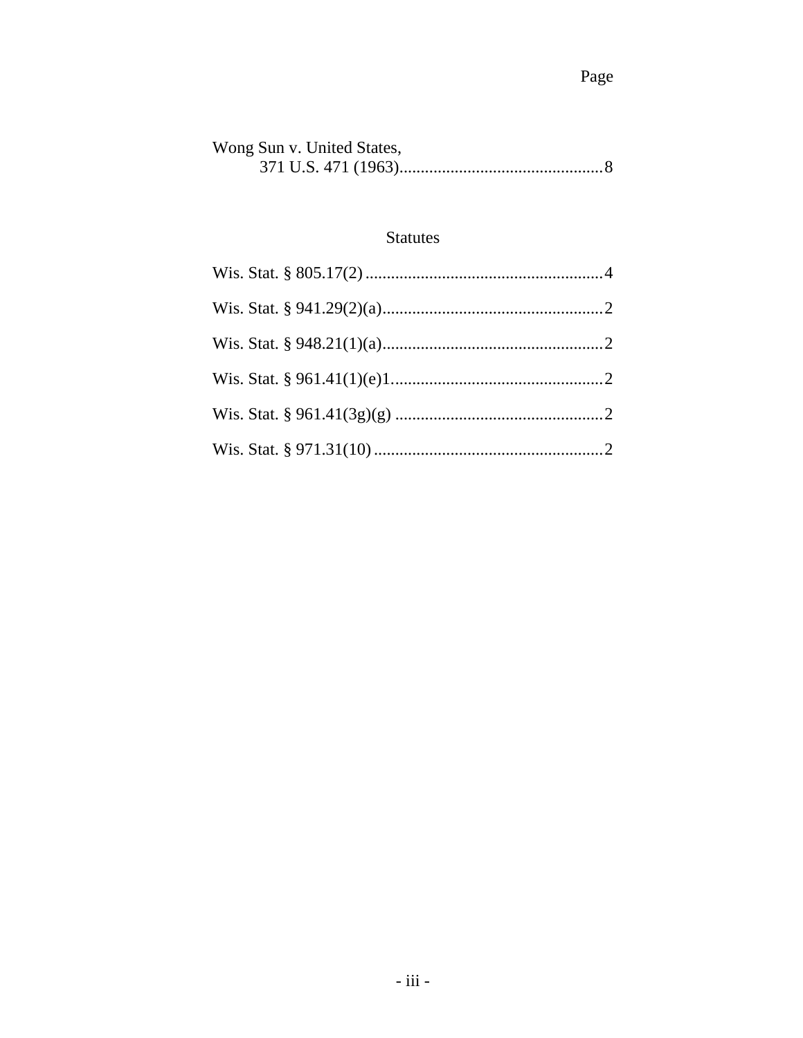Page

Wong Sun v. United States,
371 U.S. 471 (1963)................................................8

## Statutes

Wis. Stat. § 805.17(2) ........................................................4

Wis. Stat. § 941.29(2)(a)....................................................2

Wis. Stat. § 948.21(1)(a)....................................................2

Wis. Stat. § 961.41(1)(e)1..................................................2

Wis. Stat. § 961.41(3g)(g) .................................................2

Wis. Stat. § 971.31(10) ......................................................2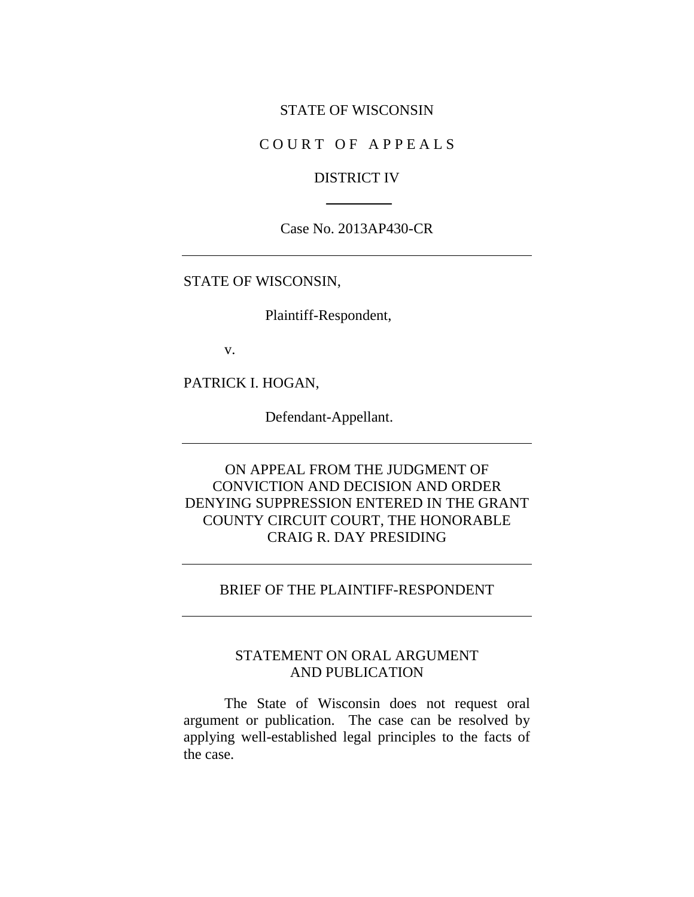STATE OF WISCONSIN

C O U R T O F A P P E A L S

DISTRICT IV

---

Case No. 2013AP430-CR

---

STATE OF WISCONSIN,

Plaintiff-Respondent,

v.

PATRICK I. HOGAN,

Defendant-Appellant.

---

ON APPEAL FROM THE JUDGMENT OF CONVICTION AND DECISION AND ORDER DENYING SUPPRESSION ENTERED IN THE GRANT COUNTY CIRCUIT COURT, THE HONORABLE CRAIG R. DAY PRESIDING

---

BRIEF OF THE PLAINTIFF-RESPONDENT

---

## STATEMENT ON ORAL ARGUMENT AND PUBLICATION

The State of Wisconsin does not request oral argument or publication. The case can be resolved by applying well-established legal principles to the facts of the case.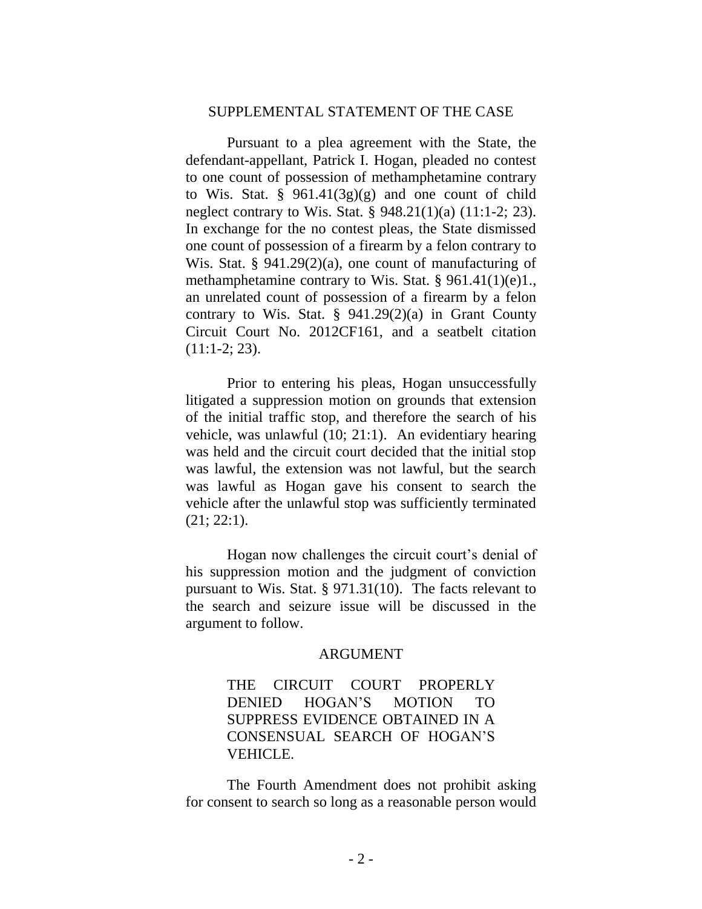## SUPPLEMENTAL STATEMENT OF THE CASE

Pursuant to a plea agreement with the State, the defendant-appellant, Patrick I. Hogan, pleaded no contest to one count of possession of methamphetamine contrary to Wis. Stat. § 961.41(3g)(g) and one count of child neglect contrary to Wis. Stat. § 948.21(1)(a) (11:1-2; 23). In exchange for the no contest pleas, the State dismissed one count of possession of a firearm by a felon contrary to Wis. Stat. § 941.29(2)(a), one count of manufacturing of methamphetamine contrary to Wis. Stat. § 961.41(1)(e)1., an unrelated count of possession of a firearm by a felon contrary to Wis. Stat. § 941.29(2)(a) in Grant County Circuit Court No. 2012CF161, and a seatbelt citation (11:1-2; 23).

Prior to entering his pleas, Hogan unsuccessfully litigated a suppression motion on grounds that extension of the initial traffic stop, and therefore the search of his vehicle, was unlawful (10; 21:1). An evidentiary hearing was held and the circuit court decided that the initial stop was lawful, the extension was not lawful, but the search was lawful as Hogan gave his consent to search the vehicle after the unlawful stop was sufficiently terminated (21; 22:1).

Hogan now challenges the circuit court's denial of his suppression motion and the judgment of conviction pursuant to Wis. Stat. § 971.31(10). The facts relevant to the search and seizure issue will be discussed in the argument to follow.

## ARGUMENT

THE CIRCUIT COURT PROPERLY DENIED HOGAN'S MOTION TO SUPPRESS EVIDENCE OBTAINED IN A CONSENSUAL SEARCH OF HOGAN'S VEHICLE.

The Fourth Amendment does not prohibit asking for consent to search so long as a reasonable person would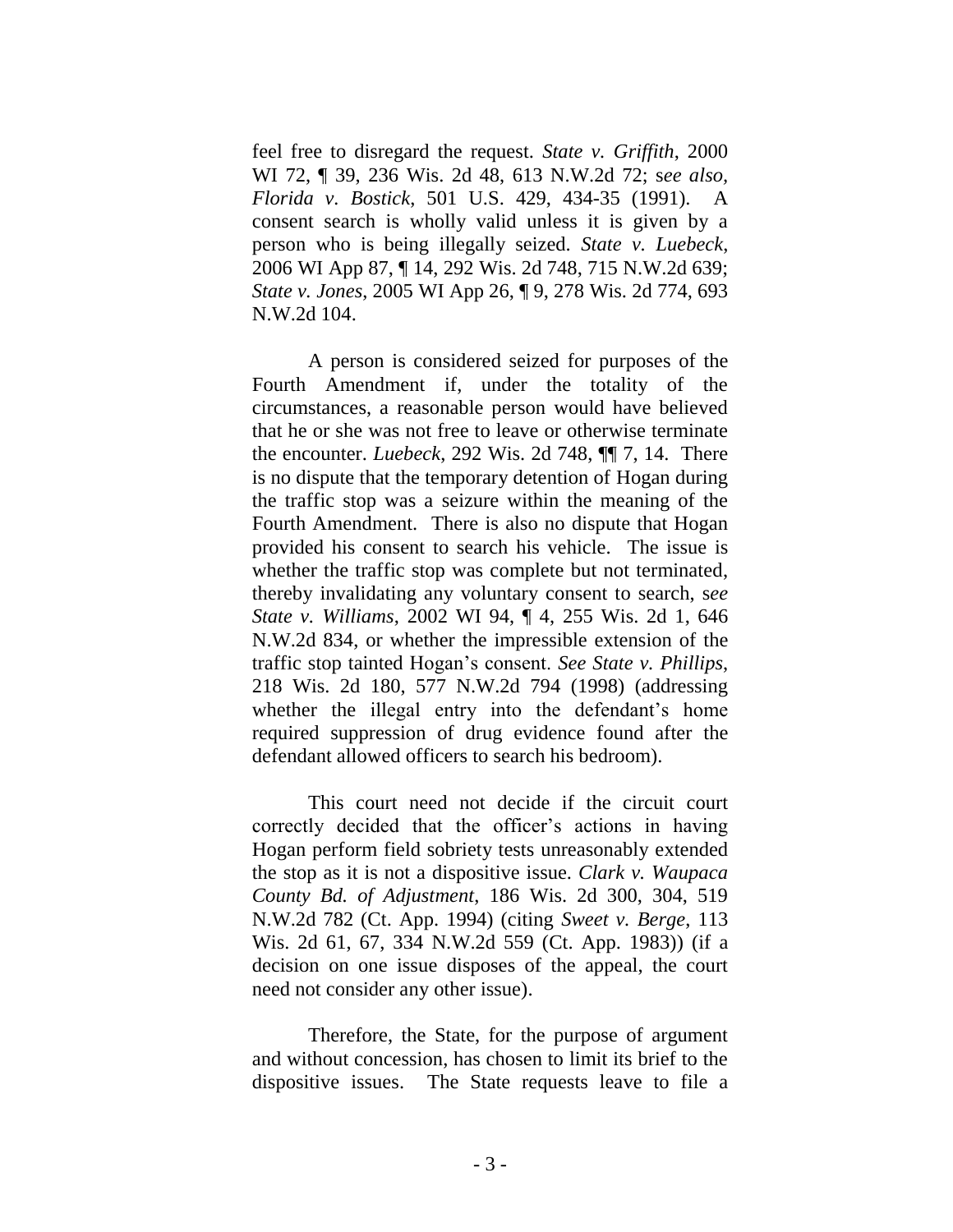feel free to disregard the request. *State v. Griffith*, 2000 WI 72, ¶ 39, 236 Wis. 2d 48, 613 N.W.2d 72; s*ee also*, *Florida v. Bostick*, 501 U.S. 429, 434-35 (1991). A consent search is wholly valid unless it is given by a person who is being illegally seized. *State v. Luebeck*, 2006 WI App 87, ¶ 14, 292 Wis. 2d 748, 715 N.W.2d 639; *State v. Jones*, 2005 WI App 26, ¶ 9, 278 Wis. 2d 774, 693 N.W.2d 104.

A person is considered seized for purposes of the Fourth Amendment if, under the totality of the circumstances, a reasonable person would have believed that he or she was not free to leave or otherwise terminate the encounter. *Luebeck*, 292 Wis. 2d 748, ¶¶ 7, 14. There is no dispute that the temporary detention of Hogan during the traffic stop was a seizure within the meaning of the Fourth Amendment. There is also no dispute that Hogan provided his consent to search his vehicle. The issue is whether the traffic stop was complete but not terminated, thereby invalidating any voluntary consent to search, s*ee State v. Williams*, 2002 WI 94, ¶ 4, 255 Wis. 2d 1, 646 N.W.2d 834, or whether the impressible extension of the traffic stop tainted Hogan's consent. *See State v. Phillips*, 218 Wis. 2d 180, 577 N.W.2d 794 (1998) (addressing whether the illegal entry into the defendant's home required suppression of drug evidence found after the defendant allowed officers to search his bedroom).

This court need not decide if the circuit court correctly decided that the officer's actions in having Hogan perform field sobriety tests unreasonably extended the stop as it is not a dispositive issue. *Clark v. Waupaca County Bd. of Adjustment*, 186 Wis. 2d 300, 304, 519 N.W.2d 782 (Ct. App. 1994) (citing *Sweet v. Berge*, 113 Wis. 2d 61, 67, 334 N.W.2d 559 (Ct. App. 1983)) (if a decision on one issue disposes of the appeal, the court need not consider any other issue).

Therefore, the State, for the purpose of argument and without concession, has chosen to limit its brief to the dispositive issues. The State requests leave to file a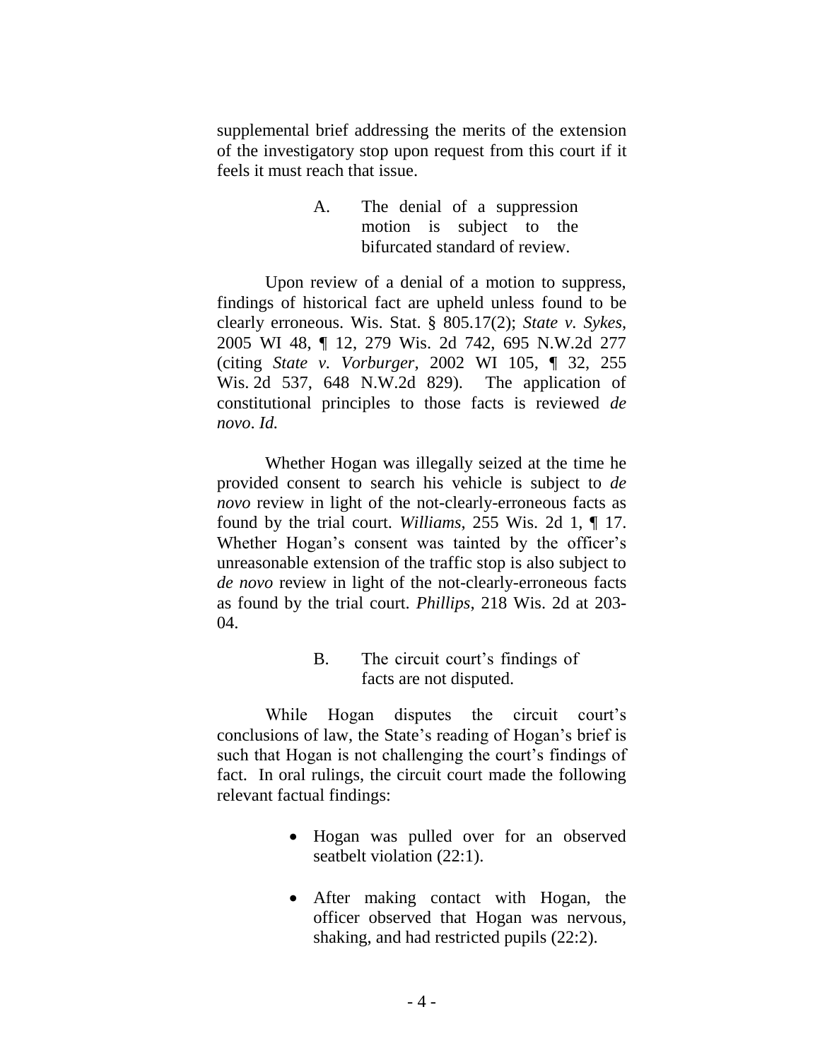supplemental brief addressing the merits of the extension of the investigatory stop upon request from this court if it feels it must reach that issue.

### A. The denial of a suppression motion is subject to the bifurcated standard of review.

Upon review of a denial of a motion to suppress, findings of historical fact are upheld unless found to be clearly erroneous. Wis. Stat. § 805.17(2); *State v. Sykes*, 2005 WI 48, ¶ 12, 279 Wis. 2d 742, 695 N.W.2d 277 (citing *State v. Vorburger*, 2002 WI 105, ¶ 32, 255 Wis. 2d 537, 648 N.W.2d 829). The application of constitutional principles to those facts is reviewed *de novo*. *Id.*

Whether Hogan was illegally seized at the time he provided consent to search his vehicle is subject to *de novo* review in light of the not-clearly-erroneous facts as found by the trial court. *Williams*, 255 Wis. 2d 1, ¶ 17. Whether Hogan's consent was tainted by the officer's unreasonable extension of the traffic stop is also subject to *de novo* review in light of the not-clearly-erroneous facts as found by the trial court. *Phillips*, 218 Wis. 2d at 203-04.

### B. The circuit court's findings of facts are not disputed.

While Hogan disputes the circuit court's conclusions of law, the State's reading of Hogan's brief is such that Hogan is not challenging the court's findings of fact. In oral rulings, the circuit court made the following relevant factual findings:

- Hogan was pulled over for an observed seatbelt violation (22:1).
- After making contact with Hogan, the officer observed that Hogan was nervous, shaking, and had restricted pupils (22:2).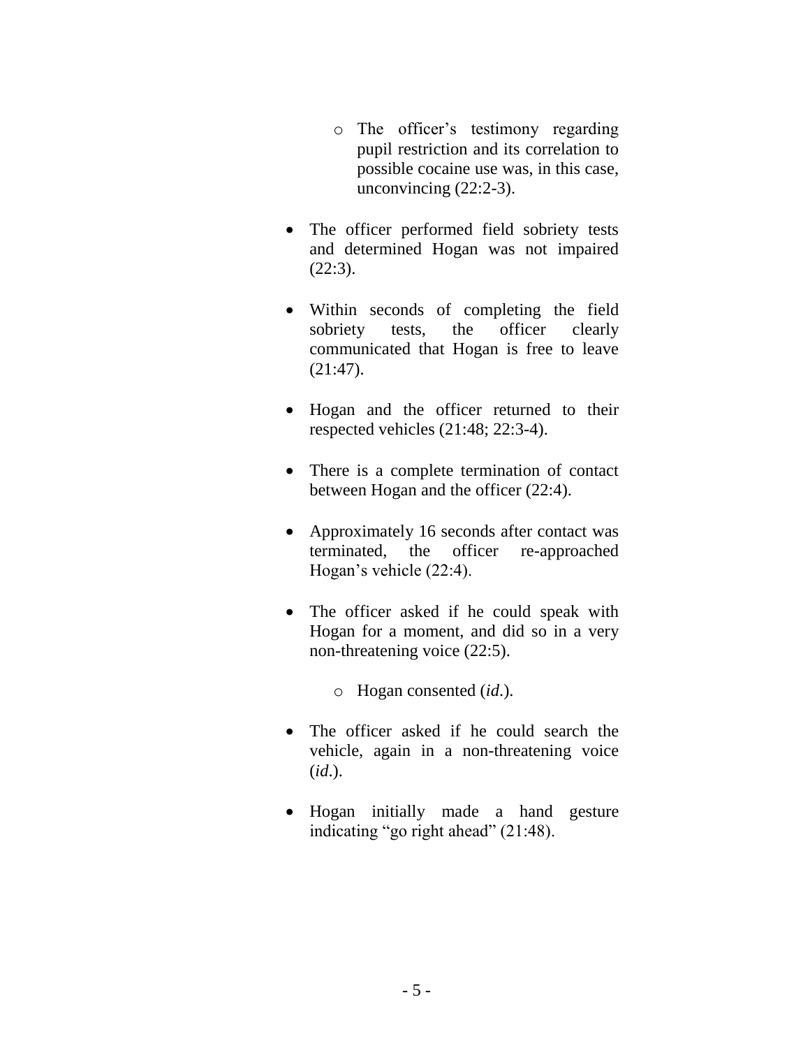- The officer's testimony regarding pupil restriction and its correlation to possible cocaine use was, in this case, unconvincing (22:2-3).

- The officer performed field sobriety tests and determined Hogan was not impaired (22:3).

- Within seconds of completing the field sobriety tests, the officer clearly communicated that Hogan is free to leave (21:47).

- Hogan and the officer returned to their respected vehicles (21:48; 22:3-4).

- There is a complete termination of contact between Hogan and the officer (22:4).

- Approximately 16 seconds after contact was terminated, the officer re-approached Hogan's vehicle (22:4).

- The officer asked if he could speak with Hogan for a moment, and did so in a very non-threatening voice (22:5).

   - Hogan consented (*id.*).

- The officer asked if he could search the vehicle, again in a non-threatening voice (*id.*).

- Hogan initially made a hand gesture indicating "go right ahead" (21:48).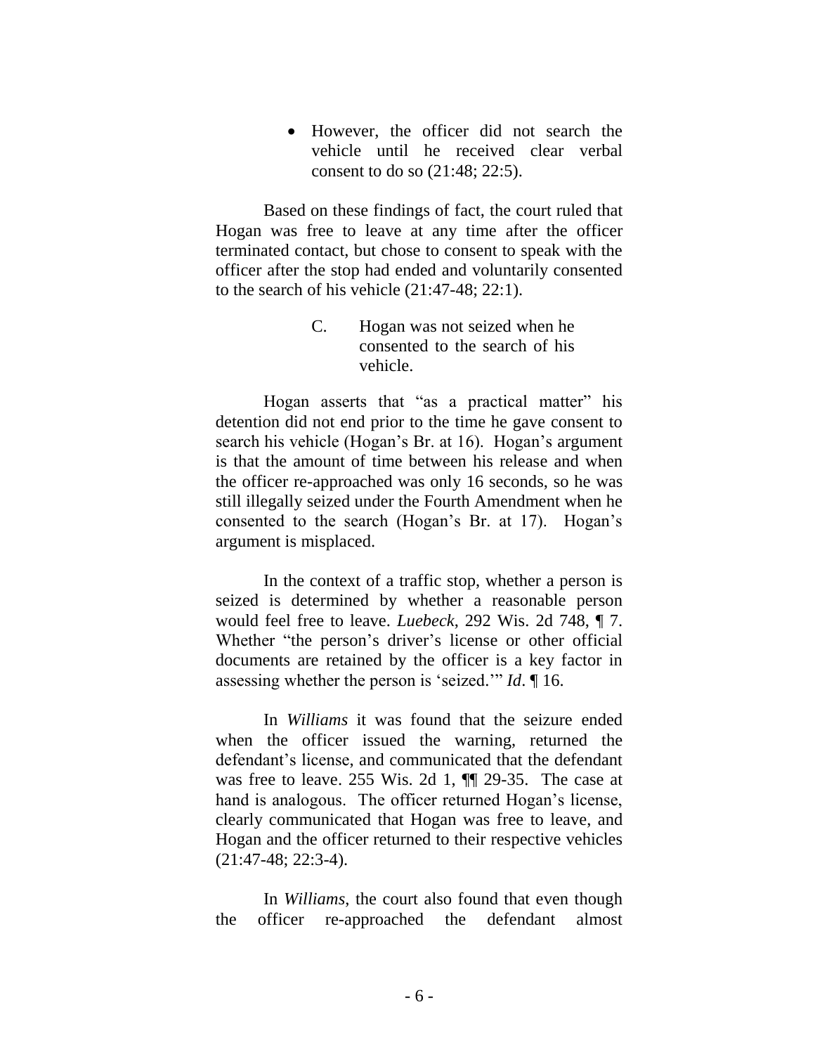- However, the officer did not search the vehicle until he received clear verbal consent to do so (21:48; 22:5).

Based on these findings of fact, the court ruled that Hogan was free to leave at any time after the officer terminated contact, but chose to consent to speak with the officer after the stop had ended and voluntarily consented to the search of his vehicle (21:47-48; 22:1).

### C. Hogan was not seized when he consented to the search of his vehicle.

Hogan asserts that "as a practical matter" his detention did not end prior to the time he gave consent to search his vehicle (Hogan's Br. at 16). Hogan's argument is that the amount of time between his release and when the officer re-approached was only 16 seconds, so he was still illegally seized under the Fourth Amendment when he consented to the search (Hogan's Br. at 17). Hogan's argument is misplaced.

In the context of a traffic stop, whether a person is seized is determined by whether a reasonable person would feel free to leave. *Luebeck*, 292 Wis. 2d 748, ¶ 7. Whether "the person's driver's license or other official documents are retained by the officer is a key factor in assessing whether the person is 'seized.'" *Id*. ¶ 16.

In *Williams* it was found that the seizure ended when the officer issued the warning, returned the defendant's license, and communicated that the defendant was free to leave. 255 Wis. 2d 1, ¶¶ 29-35. The case at hand is analogous. The officer returned Hogan's license, clearly communicated that Hogan was free to leave, and Hogan and the officer returned to their respective vehicles (21:47-48; 22:3-4).

In *Williams*, the court also found that even though the officer re-approached the defendant almost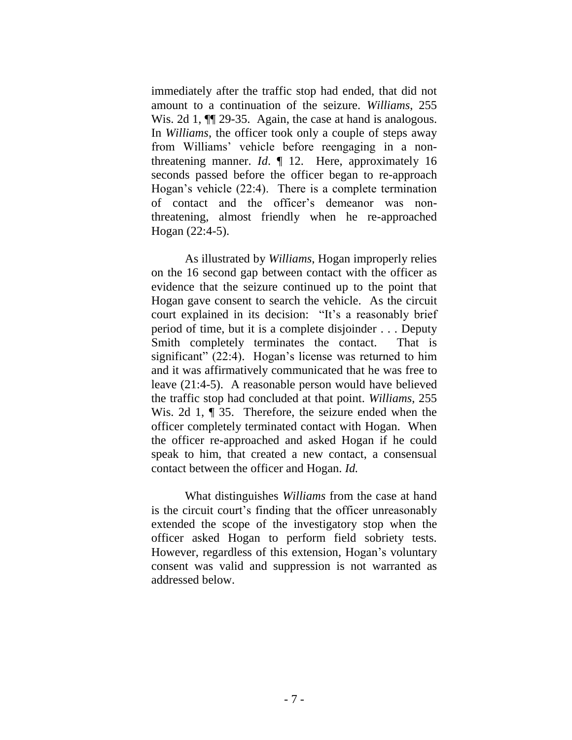immediately after the traffic stop had ended, that did not amount to a continuation of the seizure. *Williams*, 255 Wis. 2d 1, ¶¶ 29-35. Again, the case at hand is analogous. In *Williams*, the officer took only a couple of steps away from Williams' vehicle before reengaging in a non-threatening manner. *Id*. ¶ 12. Here, approximately 16 seconds passed before the officer began to re-approach Hogan's vehicle (22:4). There is a complete termination of contact and the officer's demeanor was non-threatening, almost friendly when he re-approached Hogan (22:4-5).

As illustrated by *Williams*, Hogan improperly relies on the 16 second gap between contact with the officer as evidence that the seizure continued up to the point that Hogan gave consent to search the vehicle. As the circuit court explained in its decision: "It's a reasonably brief period of time, but it is a complete disjoinder . . . Deputy Smith completely terminates the contact. That is significant" (22:4). Hogan's license was returned to him and it was affirmatively communicated that he was free to leave (21:4-5). A reasonable person would have believed the traffic stop had concluded at that point. *Williams*, 255 Wis. 2d 1, ¶ 35. Therefore, the seizure ended when the officer completely terminated contact with Hogan. When the officer re-approached and asked Hogan if he could speak to him, that created a new contact, a consensual contact between the officer and Hogan. *Id.*

What distinguishes *Williams* from the case at hand is the circuit court's finding that the officer unreasonably extended the scope of the investigatory stop when the officer asked Hogan to perform field sobriety tests. However, regardless of this extension, Hogan's voluntary consent was valid and suppression is not warranted as addressed below.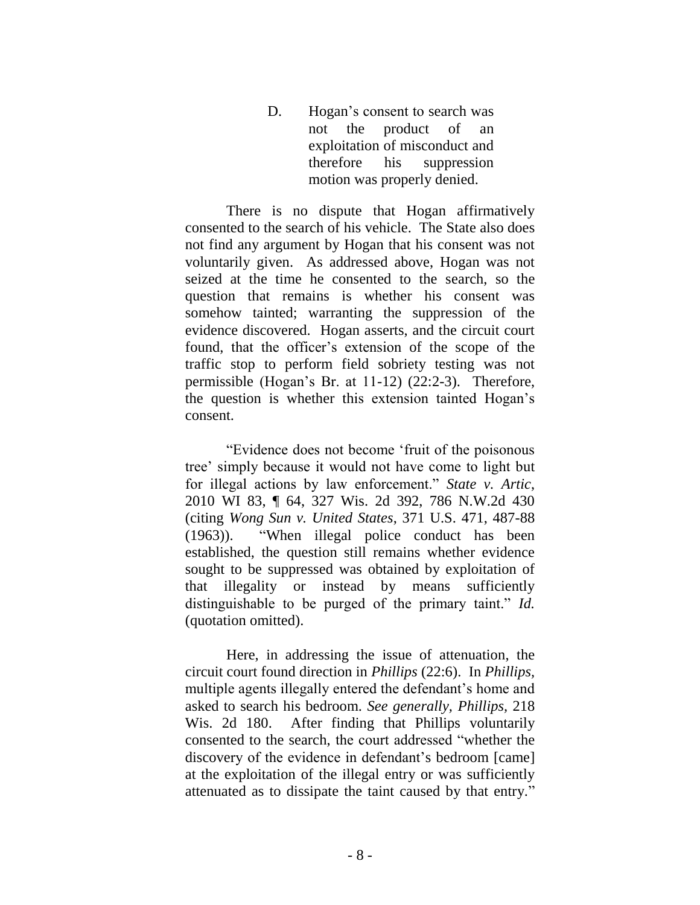D. Hogan's consent to search was not the product of an exploitation of misconduct and therefore his suppression motion was properly denied.

There is no dispute that Hogan affirmatively consented to the search of his vehicle. The State also does not find any argument by Hogan that his consent was not voluntarily given. As addressed above, Hogan was not seized at the time he consented to the search, so the question that remains is whether his consent was somehow tainted; warranting the suppression of the evidence discovered. Hogan asserts, and the circuit court found, that the officer's extension of the scope of the traffic stop to perform field sobriety testing was not permissible (Hogan's Br. at 11-12) (22:2-3). Therefore, the question is whether this extension tainted Hogan's consent.

"Evidence does not become 'fruit of the poisonous tree' simply because it would not have come to light but for illegal actions by law enforcement." *State v. Artic*, 2010 WI 83, ¶ 64, 327 Wis. 2d 392, 786 N.W.2d 430 (citing *Wong Sun v. United States*, 371 U.S. 471, 487-88 (1963)). "When illegal police conduct has been established, the question still remains whether evidence sought to be suppressed was obtained by exploitation of that illegality or instead by means sufficiently distinguishable to be purged of the primary taint." *Id.* (quotation omitted).

Here, in addressing the issue of attenuation, the circuit court found direction in *Phillips* (22:6). In *Phillips*, multiple agents illegally entered the defendant's home and asked to search his bedroom. *See generally*, *Phillips*, 218 Wis. 2d 180. After finding that Phillips voluntarily consented to the search, the court addressed "whether the discovery of the evidence in defendant's bedroom [came] at the exploitation of the illegal entry or was sufficiently attenuated as to dissipate the taint caused by that entry."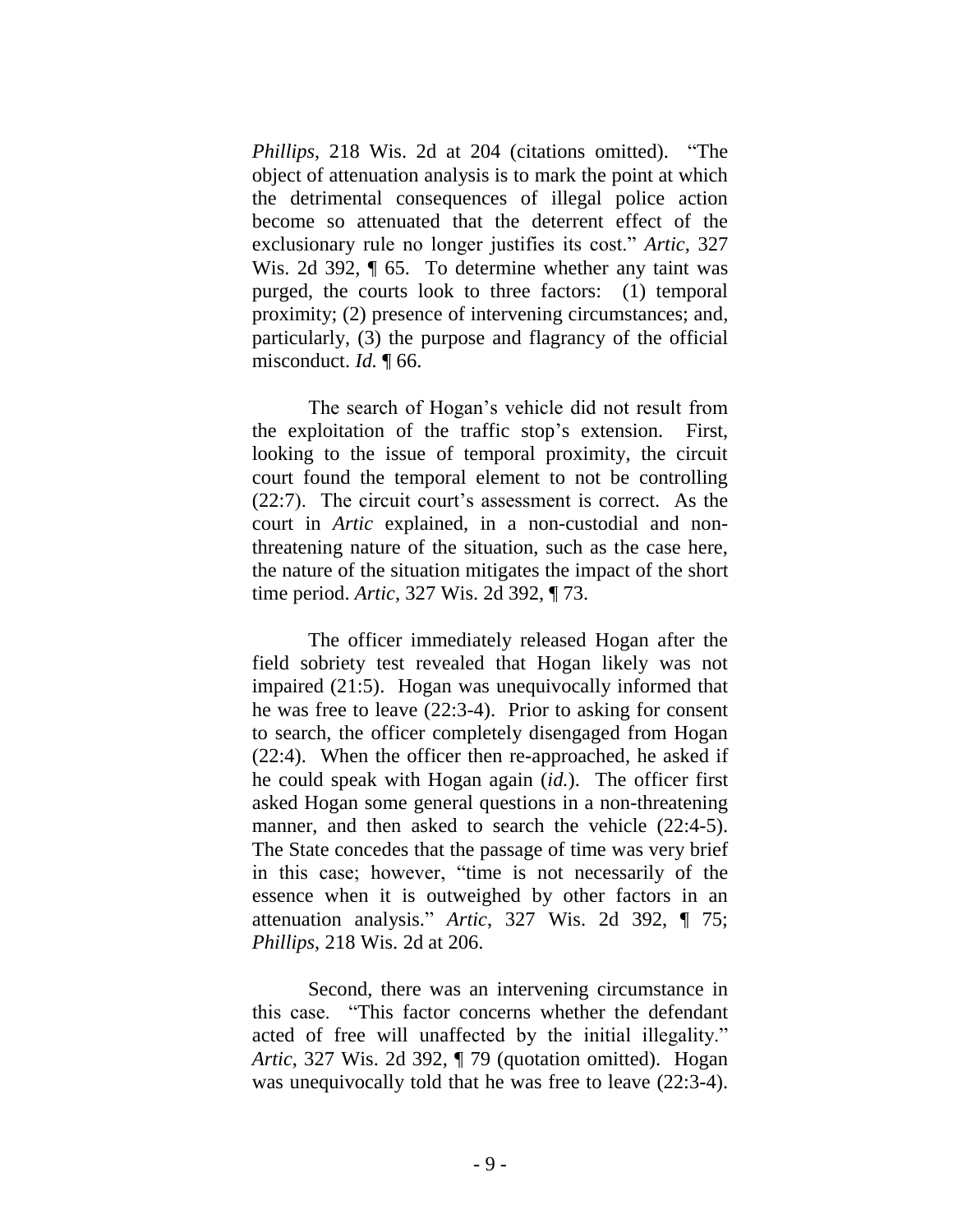*Phillips*, 218 Wis. 2d at 204 (citations omitted). "The object of attenuation analysis is to mark the point at which the detrimental consequences of illegal police action become so attenuated that the deterrent effect of the exclusionary rule no longer justifies its cost." *Artic*, 327 Wis. 2d 392, ¶ 65. To determine whether any taint was purged, the courts look to three factors: (1) temporal proximity; (2) presence of intervening circumstances; and, particularly, (3) the purpose and flagrancy of the official misconduct. *Id.* ¶ 66.

The search of Hogan's vehicle did not result from the exploitation of the traffic stop's extension. First, looking to the issue of temporal proximity, the circuit court found the temporal element to not be controlling (22:7). The circuit court's assessment is correct. As the court in *Artic* explained, in a non-custodial and non-threatening nature of the situation, such as the case here, the nature of the situation mitigates the impact of the short time period. *Artic*, 327 Wis. 2d 392, ¶ 73.

The officer immediately released Hogan after the field sobriety test revealed that Hogan likely was not impaired (21:5). Hogan was unequivocally informed that he was free to leave (22:3-4). Prior to asking for consent to search, the officer completely disengaged from Hogan (22:4). When the officer then re-approached, he asked if he could speak with Hogan again (*id.*). The officer first asked Hogan some general questions in a non-threatening manner, and then asked to search the vehicle (22:4-5). The State concedes that the passage of time was very brief in this case; however, "time is not necessarily of the essence when it is outweighed by other factors in an attenuation analysis." *Artic*, 327 Wis. 2d 392, ¶ 75; *Phillips*, 218 Wis. 2d at 206.

Second, there was an intervening circumstance in this case. "This factor concerns whether the defendant acted of free will unaffected by the initial illegality." *Artic*, 327 Wis. 2d 392, ¶ 79 (quotation omitted). Hogan was unequivocally told that he was free to leave (22:3-4).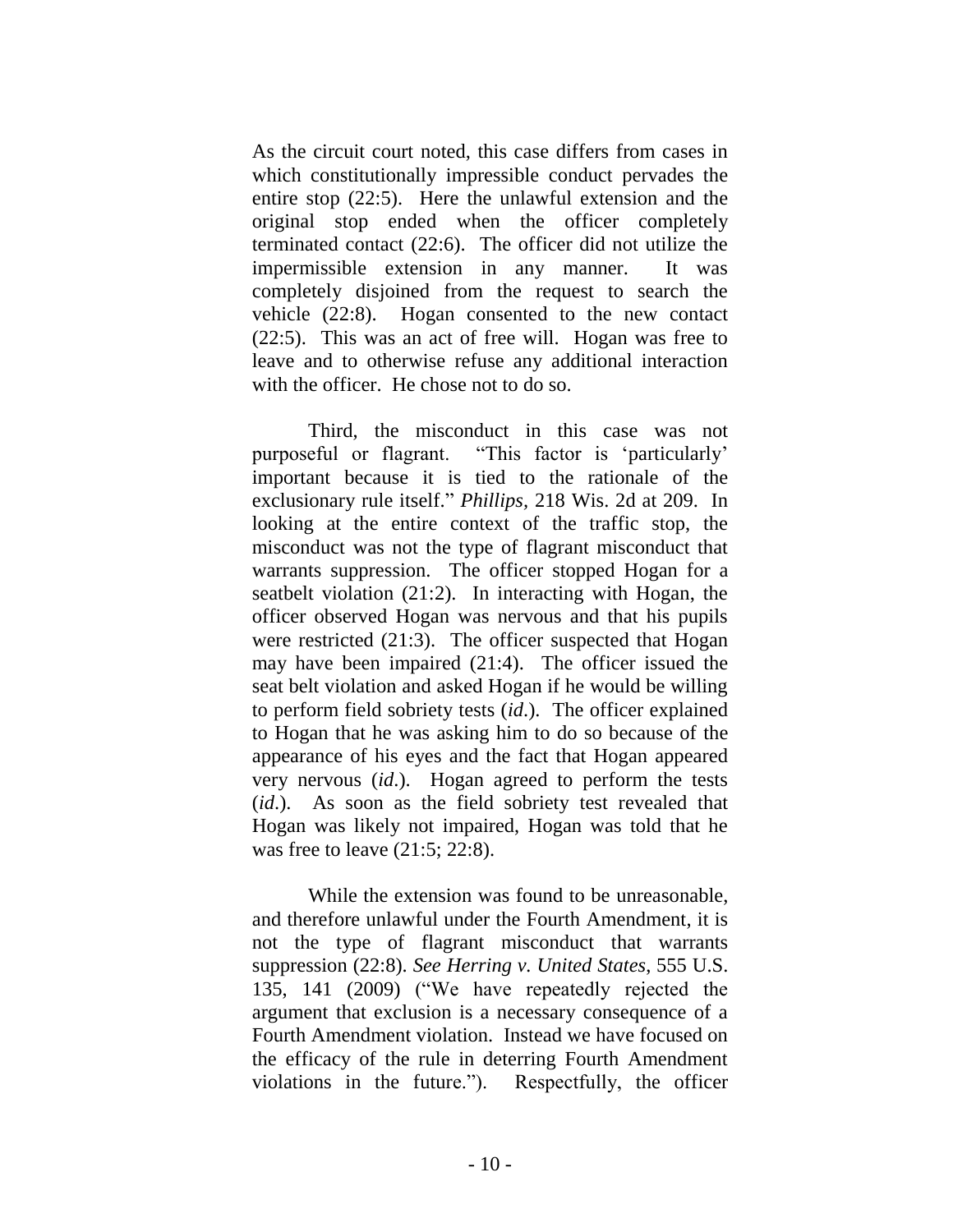As the circuit court noted, this case differs from cases in which constitutionally impressible conduct pervades the entire stop (22:5). Here the unlawful extension and the original stop ended when the officer completely terminated contact (22:6). The officer did not utilize the impermissible extension in any manner. It was completely disjoined from the request to search the vehicle (22:8). Hogan consented to the new contact (22:5). This was an act of free will. Hogan was free to leave and to otherwise refuse any additional interaction with the officer. He chose not to do so.

Third, the misconduct in this case was not purposeful or flagrant. "This factor is 'particularly' important because it is tied to the rationale of the exclusionary rule itself." *Phillips*, 218 Wis. 2d at 209. In looking at the entire context of the traffic stop, the misconduct was not the type of flagrant misconduct that warrants suppression. The officer stopped Hogan for a seatbelt violation (21:2). In interacting with Hogan, the officer observed Hogan was nervous and that his pupils were restricted (21:3). The officer suspected that Hogan may have been impaired (21:4). The officer issued the seat belt violation and asked Hogan if he would be willing to perform field sobriety tests (*id.*). The officer explained to Hogan that he was asking him to do so because of the appearance of his eyes and the fact that Hogan appeared very nervous (*id.*). Hogan agreed to perform the tests (*id.*). As soon as the field sobriety test revealed that Hogan was likely not impaired, Hogan was told that he was free to leave (21:5; 22:8).

While the extension was found to be unreasonable, and therefore unlawful under the Fourth Amendment, it is not the type of flagrant misconduct that warrants suppression (22:8). *See Herring v. United States*, 555 U.S. 135, 141 (2009) ("We have repeatedly rejected the argument that exclusion is a necessary consequence of a Fourth Amendment violation. Instead we have focused on the efficacy of the rule in deterring Fourth Amendment violations in the future."). Respectfully, the officer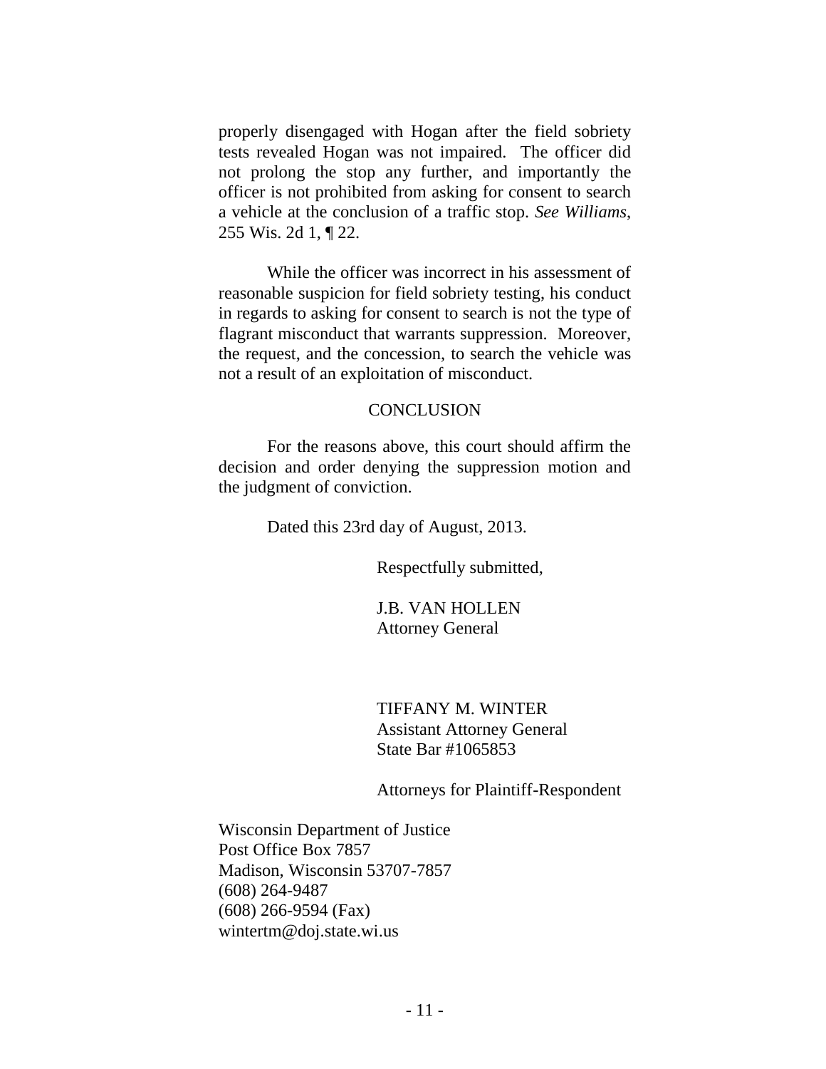properly disengaged with Hogan after the field sobriety tests revealed Hogan was not impaired. The officer did not prolong the stop any further, and importantly the officer is not prohibited from asking for consent to search a vehicle at the conclusion of a traffic stop. *See Williams*, 255 Wis. 2d 1, ¶ 22.

While the officer was incorrect in his assessment of reasonable suspicion for field sobriety testing, his conduct in regards to asking for consent to search is not the type of flagrant misconduct that warrants suppression. Moreover, the request, and the concession, to search the vehicle was not a result of an exploitation of misconduct.

## CONCLUSION

For the reasons above, this court should affirm the decision and order denying the suppression motion and the judgment of conviction.

Dated this 23rd day of August, 2013.

Respectfully submitted,

J.B. VAN HOLLEN
Attorney General

TIFFANY M. WINTER
Assistant Attorney General
State Bar #1065853

Attorneys for Plaintiff-Respondent

Wisconsin Department of Justice
Post Office Box 7857
Madison, Wisconsin 53707-7857
(608) 264-9487
(608) 266-9594 (Fax)
wintertm@doj.state.wi.us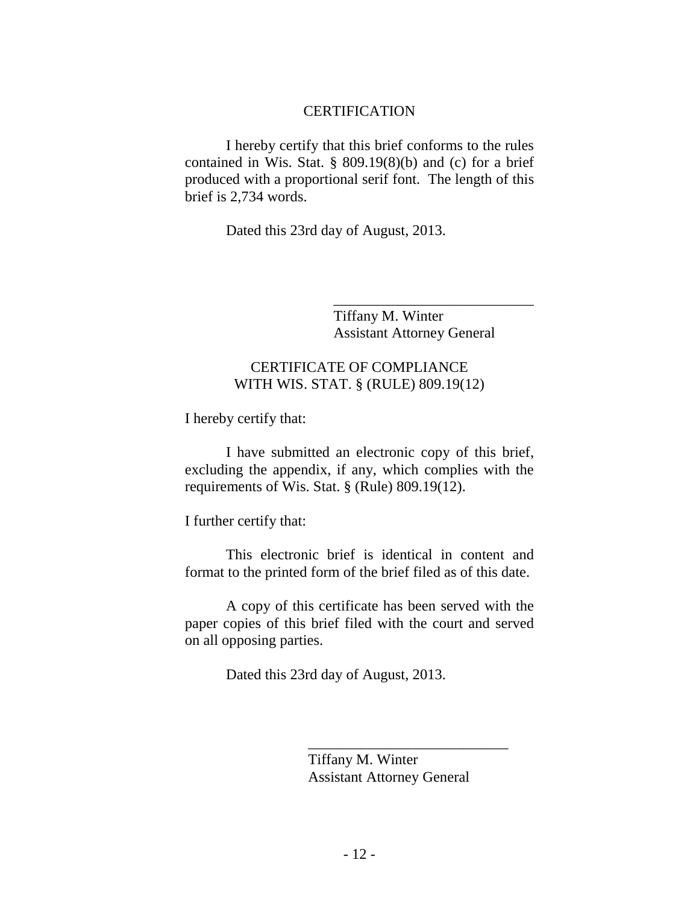## CERTIFICATION

I hereby certify that this brief conforms to the rules contained in Wis. Stat. § 809.19(8)(b) and (c) for a brief produced with a proportional serif font. The length of this brief is 2,734 words.

Dated this 23rd day of August, 2013.

\_\_\_\_\_\_\_\_\_\_\_\_\_\_\_\_\_\_\_\_\_\_\_\_\_\_\_\_
Tiffany M. Winter
Assistant Attorney General

## CERTIFICATE OF COMPLIANCE WITH WIS. STAT. § (RULE) 809.19(12)

I hereby certify that:

I have submitted an electronic copy of this brief, excluding the appendix, if any, which complies with the requirements of Wis. Stat. § (Rule) 809.19(12).

I further certify that:

This electronic brief is identical in content and format to the printed form of the brief filed as of this date.

A copy of this certificate has been served with the paper copies of this brief filed with the court and served on all opposing parties.

Dated this 23rd day of August, 2013.

\_\_\_\_\_\_\_\_\_\_\_\_\_\_\_\_\_\_\_\_\_\_\_\_\_\_\_\_
Tiffany M. Winter
Assistant Attorney General